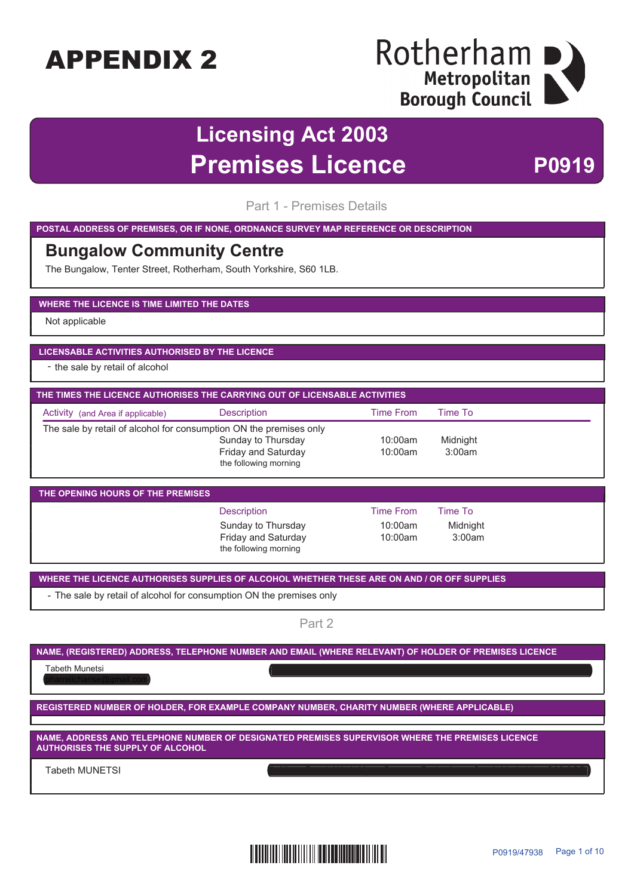# APPENDIX 2

**Rotherham Metropolitan Borough Council**

# Licensing Act 2003
# Premises Licence **P0919**

## Part 1 - Premises Details

**POSTAL ADDRESS OF PREMISES, OR IF NONE, ORDNANCE SURVEY MAP REFERENCE OR DESCRIPTION**

### Bungalow Community Centre

The Bungalow, Tenter Street, Rotherham, South Yorkshire, S60 1LB.

**WHERE THE LICENCE IS TIME LIMITED THE DATES**

Not applicable

**LICENSABLE ACTIVITIES AUTHORISED BY THE LICENCE**

- the sale by retail of alcohol

**THE TIMES THE LICENCE AUTHORISES THE CARRYING OUT OF LICENSABLE ACTIVITIES**

| Activity (and Area if applicable) | Description | Time From | Time To |
|---|---|---|---|
| The sale by retail of alcohol for consumption ON the premises only | | | |
| | Sunday to Thursday | 10:00am | Midnight |
| | Friday and Saturday the following morning | 10:00am | 3:00am |

**THE OPENING HOURS OF THE PREMISES**

| Description | Time From | Time To |
|---|---|---|
| Sunday to Thursday | 10:00am | Midnight |
| Friday and Saturday the following morning | 10:00am | 3:00am |

**WHERE THE LICENCE AUTHORISES SUPPLIES OF ALCOHOL WHETHER THESE ARE ON AND / OR OFF SUPPLIES**

- The sale by retail of alcohol for consumption ON the premises only

## Part 2

**NAME, (REGISTERED) ADDRESS, TELEPHONE NUMBER AND EMAIL (WHERE RELEVANT) OF HOLDER OF PREMISES LICENCE**

Tabeth Munetsi

**REGISTERED NUMBER OF HOLDER, FOR EXAMPLE COMPANY NUMBER, CHARITY NUMBER (WHERE APPLICABLE)**

**NAME, ADDRESS AND TELEPHONE NUMBER OF DESIGNATED PREMISES SUPERVISOR WHERE THE PREMISES LICENCE AUTHORISES THE SUPPLY OF ALCOHOL**

Tabeth MUNETSI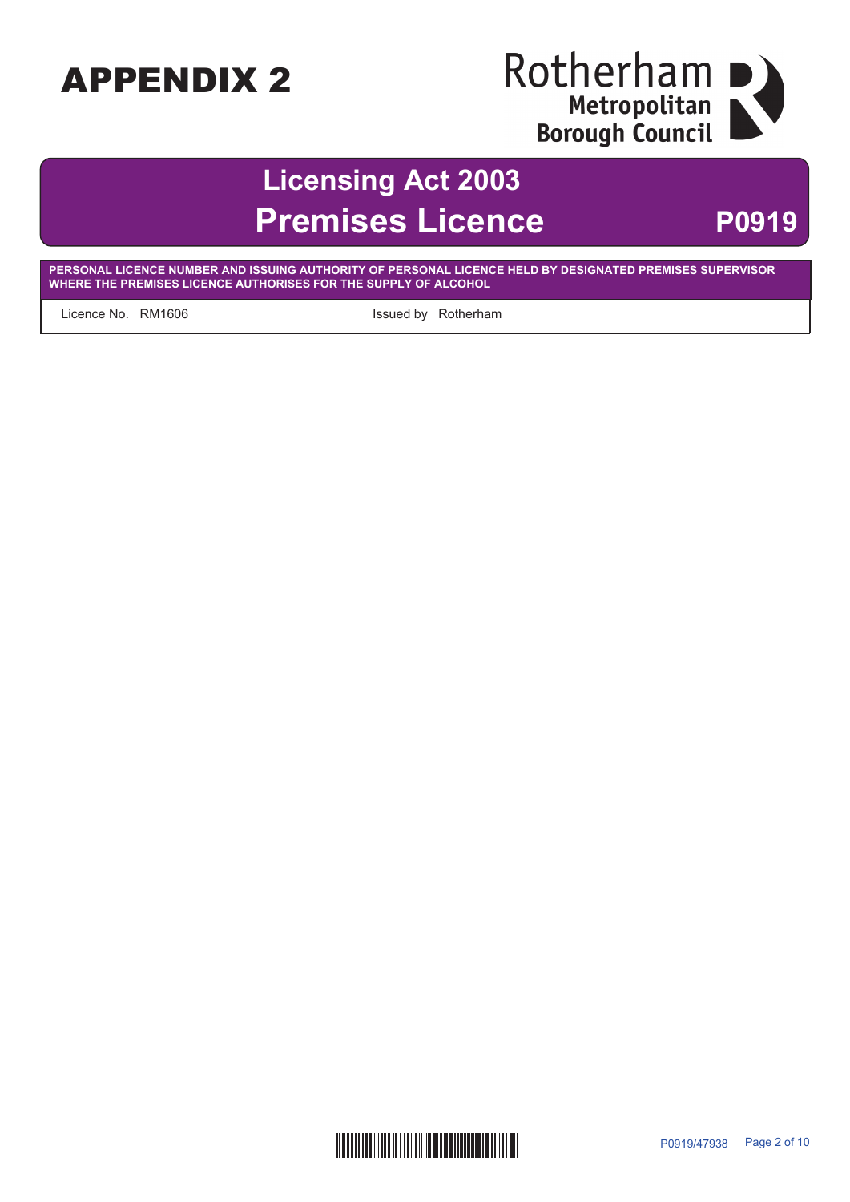# APPENDIX 2

Rotherham Metropolitan Borough Council

## Licensing Act 2003
## Premises Licence **P0919**

**PERSONAL LICENCE NUMBER AND ISSUING AUTHORITY OF PERSONAL LICENCE HELD BY DESIGNATED PREMISES SUPERVISOR WHERE THE PREMISES LICENCE AUTHORISES FOR THE SUPPLY OF ALCOHOL**

Licence No. RM1606 Issued by Rotherham

P0919/47938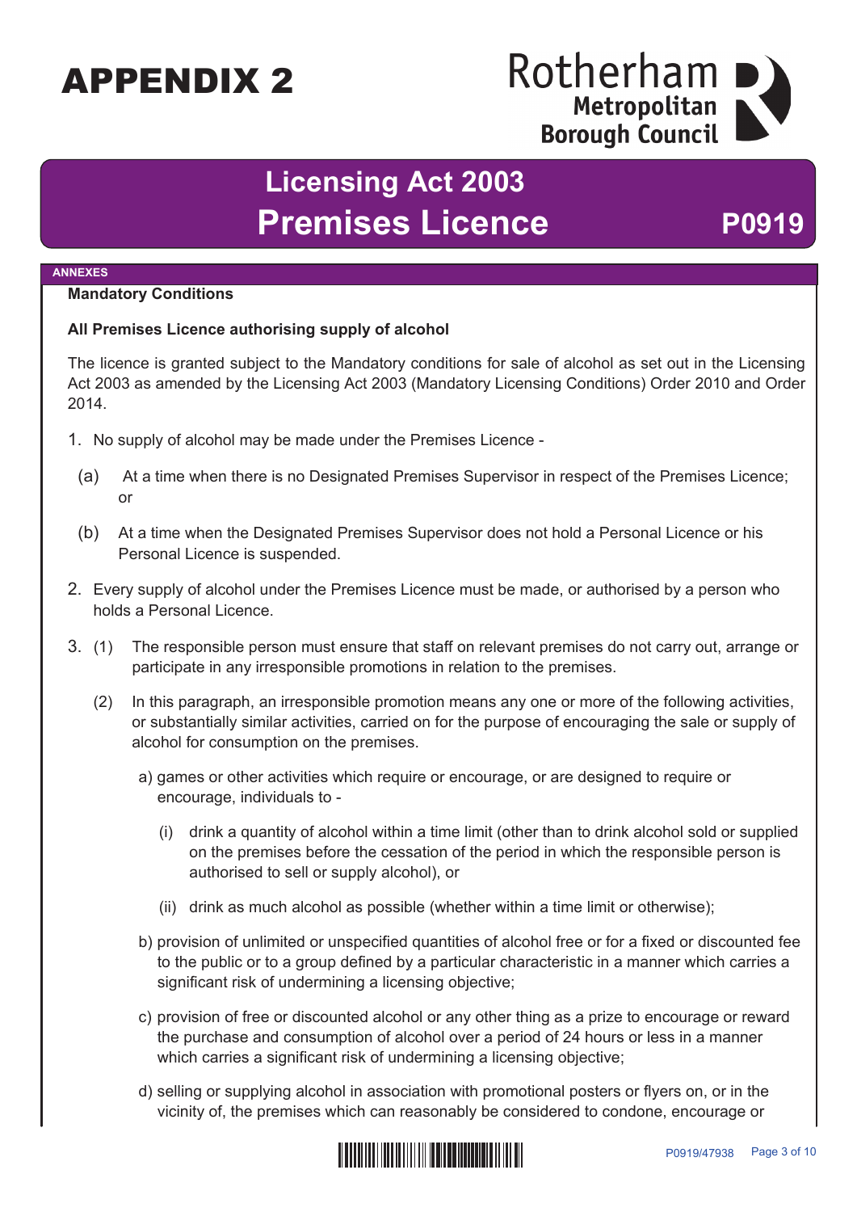# APPENDIX 2

Rotherham Metropolitan Borough Council

## Licensing Act 2003
## Premises Licence P0919

**ANNEXES**

**Mandatory Conditions**

**All Premises Licence authorising supply of alcohol**

The licence is granted subject to the Mandatory conditions for sale of alcohol as set out in the Licensing Act 2003 as amended by the Licensing Act 2003 (Mandatory Licensing Conditions) Order 2010 and Order 2014.

1. No supply of alcohol may be made under the Premises Licence -

   (a) At a time when there is no Designated Premises Supervisor in respect of the Premises Licence; or

   (b) At a time when the Designated Premises Supervisor does not hold a Personal Licence or his Personal Licence is suspended.

2. Every supply of alcohol under the Premises Licence must be made, or authorised by a person who holds a Personal Licence.

3. (1) The responsible person must ensure that staff on relevant premises do not carry out, arrange or participate in any irresponsible promotions in relation to the premises.

   (2) In this paragraph, an irresponsible promotion means any one or more of the following activities, or substantially similar activities, carried on for the purpose of encouraging the sale or supply of alcohol for consumption on the premises.

   a) games or other activities which require or encourage, or are designed to require or encourage, individuals to -

      (i) drink a quantity of alcohol within a time limit (other than to drink alcohol sold or supplied on the premises before the cessation of the period in which the responsible person is authorised to sell or supply alcohol), or

      (ii) drink as much alcohol as possible (whether within a time limit or otherwise);

   b) provision of unlimited or unspecified quantities of alcohol free or for a fixed or discounted fee to the public or to a group defined by a particular characteristic in a manner which carries a significant risk of undermining a licensing objective;

   c) provision of free or discounted alcohol or any other thing as a prize to encourage or reward the purchase and consumption of alcohol over a period of 24 hours or less in a manner which carries a significant risk of undermining a licensing objective;

   d) selling or supplying alcohol in association with promotional posters or flyers on, or in the vicinity of, the premises which can reasonably be considered to condone, encourage or

P0919/47938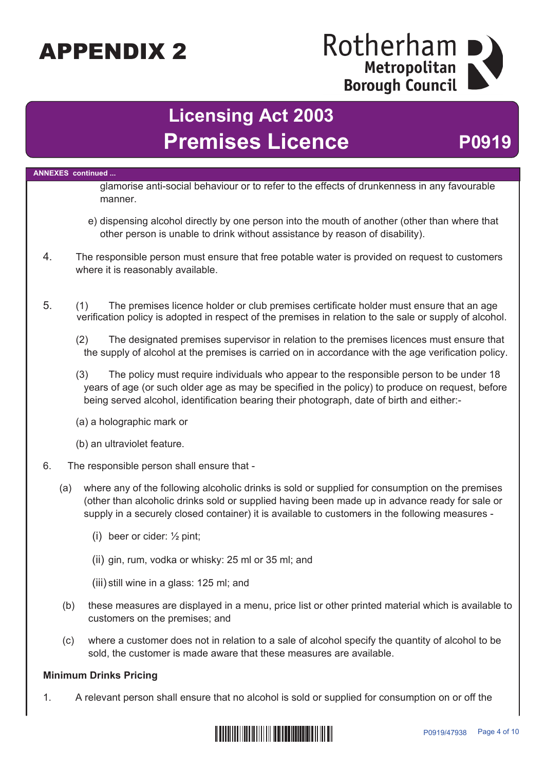# APPENDIX 2

## Licensing Act 2003
## Premises Licence P0919

**ANNEXES continued ...**

glamorise anti-social behaviour or to refer to the effects of drunkenness in any favourable manner.

e) dispensing alcohol directly by one person into the mouth of another (other than where that other person is unable to drink without assistance by reason of disability).

4. The responsible person must ensure that free potable water is provided on request to customers where it is reasonably available.

5. (1) The premises licence holder or club premises certificate holder must ensure that an age verification policy is adopted in respect of the premises in relation to the sale or supply of alcohol.

   (2) The designated premises supervisor in relation to the premises licences must ensure that the supply of alcohol at the premises is carried on in accordance with the age verification policy.

   (3) The policy must require individuals who appear to the responsible person to be under 18 years of age (or such older age as may be specified in the policy) to produce on request, before being served alcohol, identification bearing their photograph, date of birth and either:-

   (a) a holographic mark or

   (b) an ultraviolet feature.

6. The responsible person shall ensure that -

   (a) where any of the following alcoholic drinks is sold or supplied for consumption on the premises (other than alcoholic drinks sold or supplied having been made up in advance ready for sale or supply in a securely closed container) it is available to customers in the following measures -

      (i) beer or cider: ½ pint;

      (ii) gin, rum, vodka or whisky: 25 ml or 35 ml; and

      (iii) still wine in a glass: 125 ml; and

   (b) these measures are displayed in a menu, price list or other printed material which is available to customers on the premises; and

   (c) where a customer does not in relation to a sale of alcohol specify the quantity of alcohol to be sold, the customer is made aware that these measures are available.

**Minimum Drinks Pricing**

1. A relevant person shall ensure that no alcohol is sold or supplied for consumption on or off the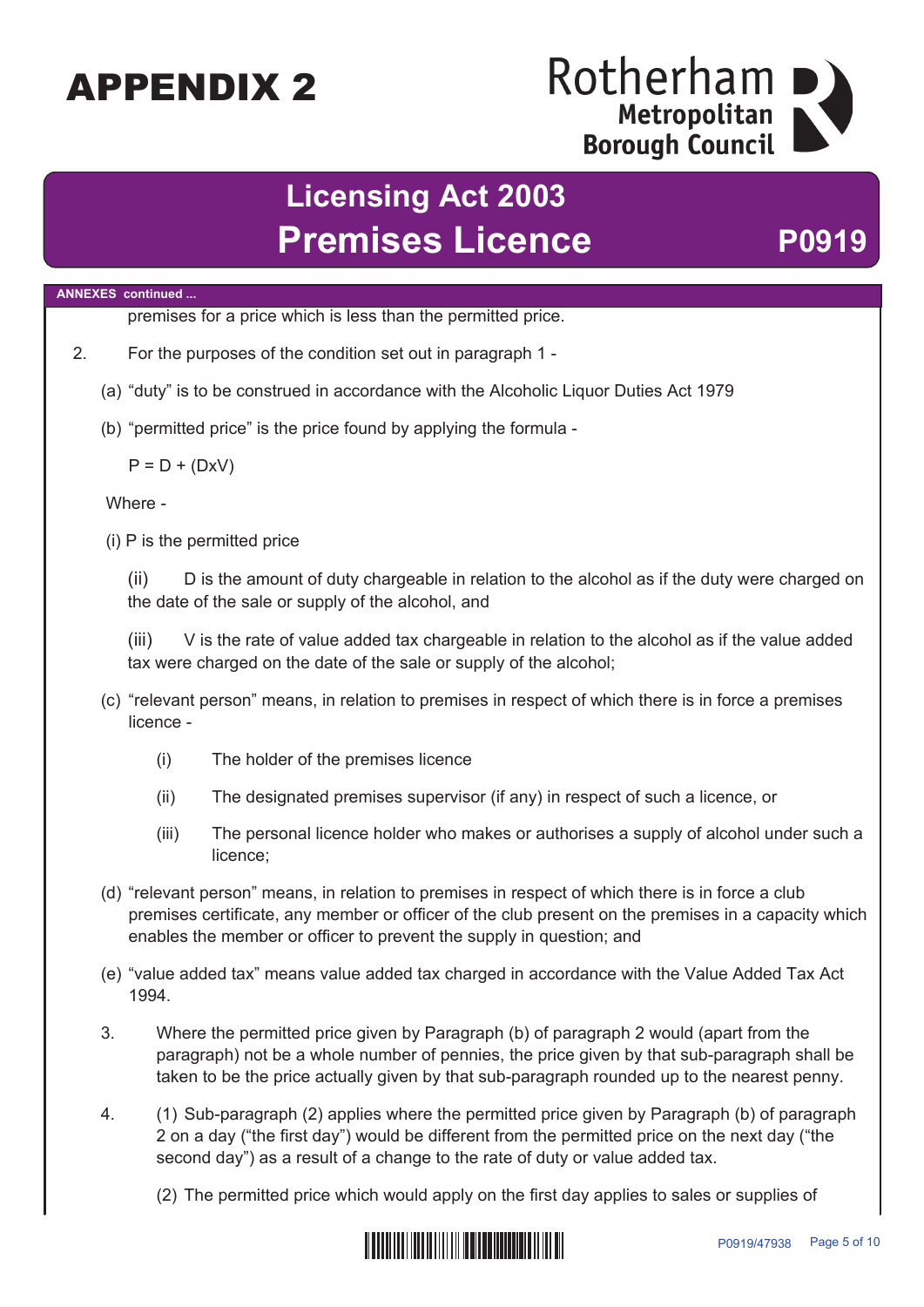# APPENDIX 2

## Licensing Act 2003
## Premises Licence — P0919

**ANNEXES continued ...**

premises for a price which is less than the permitted price.

2. For the purposes of the condition set out in paragraph 1 -

(a) "duty" is to be construed in accordance with the Alcoholic Liquor Duties Act 1979

(b) "permitted price" is the price found by applying the formula -

$P = D + (DxV)$

Where -

(i) P is the permitted price

(ii) D is the amount of duty chargeable in relation to the alcohol as if the duty were charged on the date of the sale or supply of the alcohol, and

(iii) V is the rate of value added tax chargeable in relation to the alcohol as if the value added tax were charged on the date of the sale or supply of the alcohol;

(c) "relevant person" means, in relation to premises in respect of which there is in force a premises licence -

- (i) The holder of the premises licence
- (ii) The designated premises supervisor (if any) in respect of such a licence, or
- (iii) The personal licence holder who makes or authorises a supply of alcohol under such a licence;

(d) "relevant person" means, in relation to premises in respect of which there is in force a club premises certificate, any member or officer of the club present on the premises in a capacity which enables the member or officer to prevent the supply in question; and

(e) "value added tax" means value added tax charged in accordance with the Value Added Tax Act 1994.

3. Where the permitted price given by Paragraph (b) of paragraph 2 would (apart from the paragraph) not be a whole number of pennies, the price given by that sub-paragraph shall be taken to be the price actually given by that sub-paragraph rounded up to the nearest penny.

4. (1) Sub-paragraph (2) applies where the permitted price given by Paragraph (b) of paragraph 2 on a day ("the first day") would be different from the permitted price on the next day ("the second day") as a result of a change to the rate of duty or value added tax.

   (2) The permitted price which would apply on the first day applies to sales or supplies of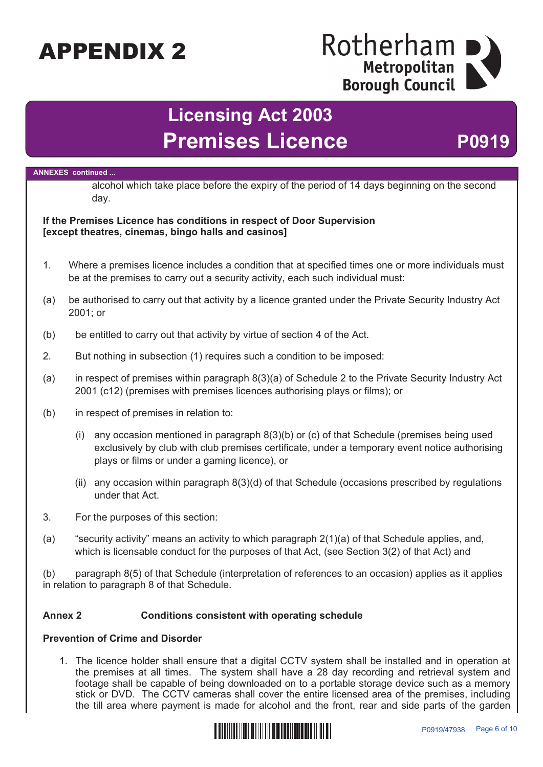**ANNEXES continued ...**

alcohol which take place before the expiry of the period of 14 days beginning on the second day.

**If the Premises Licence has conditions in respect of Door Supervision [except theatres, cinemas, bingo halls and casinos]**

1. Where a premises licence includes a condition that at specified times one or more individuals must be at the premises to carry out a security activity, each such individual must:

(a) be authorised to carry out that activity by a licence granted under the Private Security Industry Act 2001; or

(b) be entitled to carry out that activity by virtue of section 4 of the Act.

2. But nothing in subsection (1) requires such a condition to be imposed:

(a) in respect of premises within paragraph 8(3)(a) of Schedule 2 to the Private Security Industry Act 2001 (c12) (premises with premises licences authorising plays or films); or

(b) in respect of premises in relation to:

   (i) any occasion mentioned in paragraph 8(3)(b) or (c) of that Schedule (premises being used exclusively by club with club premises certificate, under a temporary event notice authorising plays or films or under a gaming licence), or

   (ii) any occasion within paragraph 8(3)(d) of that Schedule (occasions prescribed by regulations under that Act.

3. For the purposes of this section:

(a) "security activity" means an activity to which paragraph 2(1)(a) of that Schedule applies, and, which is licensable conduct for the purposes of that Act, (see Section 3(2) of that Act) and

(b) paragraph 8(5) of that Schedule (interpretation of references to an occasion) applies as it applies in relation to paragraph 8 of that Schedule.

**Annex 2 Conditions consistent with operating schedule**

**Prevention of Crime and Disorder**

1. The licence holder shall ensure that a digital CCTV system shall be installed and in operation at the premises at all times. The system shall have a 28 day recording and retrieval system and footage shall be capable of being downloaded on to a portable storage device such as a memory stick or DVD. The CCTV cameras shall cover the entire licensed area of the premises, including the till area where payment is made for alcohol and the front, rear and side parts of the garden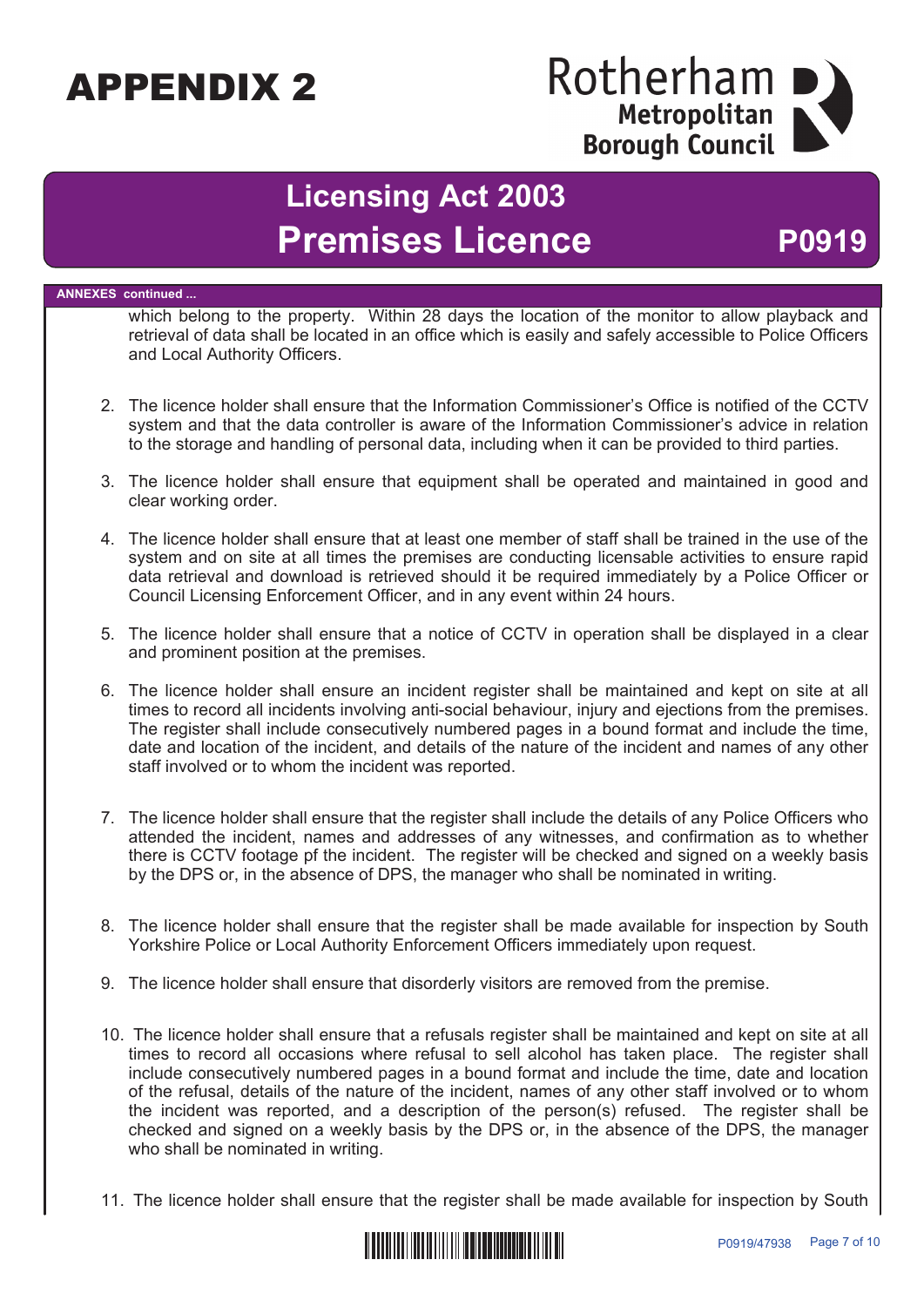# APPENDIX 2

Rotherham Metropolitan Borough Council

## Licensing Act 2003

## Premises Licence P0919

**ANNEXES continued ...**

which belong to the property. Within 28 days the location of the monitor to allow playback and retrieval of data shall be located in an office which is easily and safely accessible to Police Officers and Local Authority Officers.

2. The licence holder shall ensure that the Information Commissioner's Office is notified of the CCTV system and that the data controller is aware of the Information Commissioner's advice in relation to the storage and handling of personal data, including when it can be provided to third parties.

3. The licence holder shall ensure that equipment shall be operated and maintained in good and clear working order.

4. The licence holder shall ensure that at least one member of staff shall be trained in the use of the system and on site at all times the premises are conducting licensable activities to ensure rapid data retrieval and download is retrieved should it be required immediately by a Police Officer or Council Licensing Enforcement Officer, and in any event within 24 hours.

5. The licence holder shall ensure that a notice of CCTV in operation shall be displayed in a clear and prominent position at the premises.

6. The licence holder shall ensure an incident register shall be maintained and kept on site at all times to record all incidents involving anti-social behaviour, injury and ejections from the premises. The register shall include consecutively numbered pages in a bound format and include the time, date and location of the incident, and details of the nature of the incident and names of any other staff involved or to whom the incident was reported.

7. The licence holder shall ensure that the register shall include the details of any Police Officers who attended the incident, names and addresses of any witnesses, and confirmation as to whether there is CCTV footage pf the incident. The register will be checked and signed on a weekly basis by the DPS or, in the absence of DPS, the manager who shall be nominated in writing.

8. The licence holder shall ensure that the register shall be made available for inspection by South Yorkshire Police or Local Authority Enforcement Officers immediately upon request.

9. The licence holder shall ensure that disorderly visitors are removed from the premise.

10. The licence holder shall ensure that a refusals register shall be maintained and kept on site at all times to record all occasions where refusal to sell alcohol has taken place. The register shall include consecutively numbered pages in a bound format and include the time, date and location of the refusal, details of the nature of the incident, names of any other staff involved or to whom the incident was reported, and a description of the person(s) refused. The register shall be checked and signed on a weekly basis by the DPS or, in the absence of the DPS, the manager who shall be nominated in writing.

11. The licence holder shall ensure that the register shall be made available for inspection by South

P0919/47938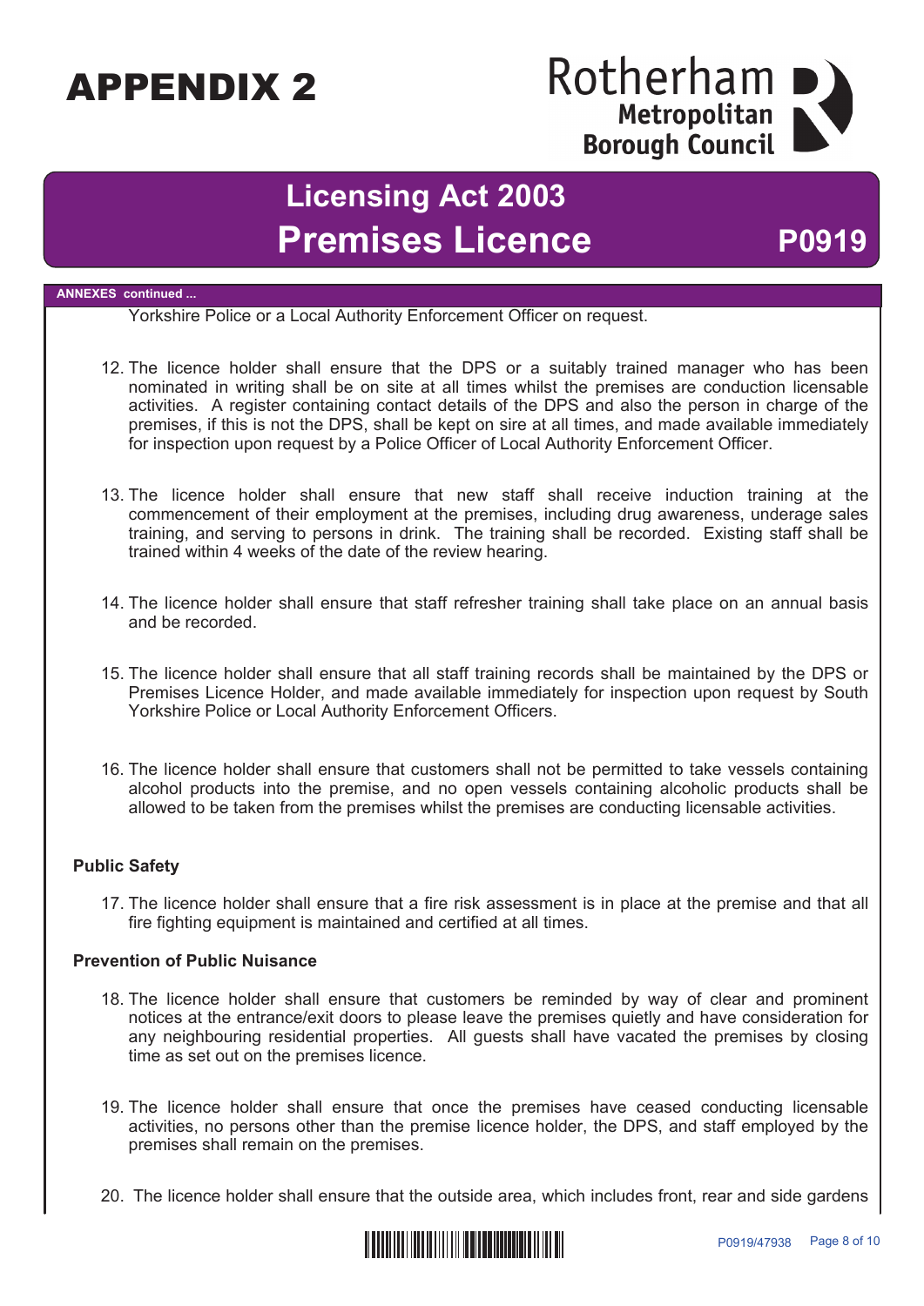**ANNEXES continued ...**

Yorkshire Police or a Local Authority Enforcement Officer on request.

12. The licence holder shall ensure that the DPS or a suitably trained manager who has been nominated in writing shall be on site at all times whilst the premises are conduction licensable activities. A register containing contact details of the DPS and also the person in charge of the premises, if this is not the DPS, shall be kept on sire at all times, and made available immediately for inspection upon request by a Police Officer of Local Authority Enforcement Officer.

13. The licence holder shall ensure that new staff shall receive induction training at the commencement of their employment at the premises, including drug awareness, underage sales training, and serving to persons in drink. The training shall be recorded. Existing staff shall be trained within 4 weeks of the date of the review hearing.

14. The licence holder shall ensure that staff refresher training shall take place on an annual basis and be recorded.

15. The licence holder shall ensure that all staff training records shall be maintained by the DPS or Premises Licence Holder, and made available immediately for inspection upon request by South Yorkshire Police or Local Authority Enforcement Officers.

16. The licence holder shall ensure that customers shall not be permitted to take vessels containing alcohol products into the premise, and no open vessels containing alcoholic products shall be allowed to be taken from the premises whilst the premises are conducting licensable activities.

**Public Safety**

17. The licence holder shall ensure that a fire risk assessment is in place at the premise and that all fire fighting equipment is maintained and certified at all times.

**Prevention of Public Nuisance**

18. The licence holder shall ensure that customers be reminded by way of clear and prominent notices at the entrance/exit doors to please leave the premises quietly and have consideration for any neighbouring residential properties. All guests shall have vacated the premises by closing time as set out on the premises licence.

19. The licence holder shall ensure that once the premises have ceased conducting licensable activities, no persons other than the premise licence holder, the DPS, and staff employed by the premises shall remain on the premises.

20. The licence holder shall ensure that the outside area, which includes front, rear and side gardens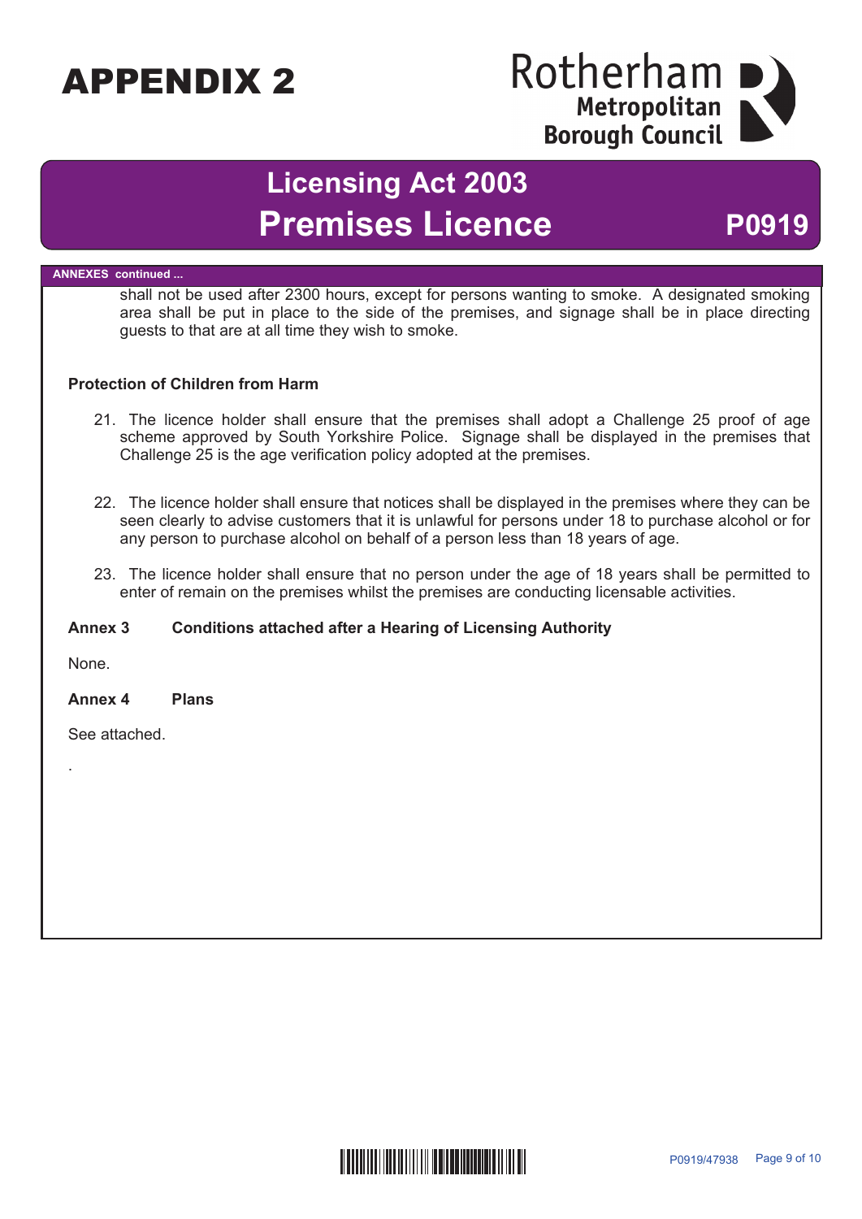# APPENDIX 2

Rotherham Metropolitan Borough Council

## Licensing Act 2003
## Premises Licence — P0919

**ANNEXES continued ...**

shall not be used after 2300 hours, except for persons wanting to smoke. A designated smoking area shall be put in place to the side of the premises, and signage shall be in place directing guests to that are at all time they wish to smoke.

**Protection of Children from Harm**

21. The licence holder shall ensure that the premises shall adopt a Challenge 25 proof of age scheme approved by South Yorkshire Police. Signage shall be displayed in the premises that Challenge 25 is the age verification policy adopted at the premises.

22. The licence holder shall ensure that notices shall be displayed in the premises where they can be seen clearly to advise customers that it is unlawful for persons under 18 to purchase alcohol or for any person to purchase alcohol on behalf of a person less than 18 years of age.

23. The licence holder shall ensure that no person under the age of 18 years shall be permitted to enter of remain on the premises whilst the premises are conducting licensable activities.

**Annex 3 Conditions attached after a Hearing of Licensing Authority**

None.

**Annex 4 Plans**

See attached.

.

P0919/47938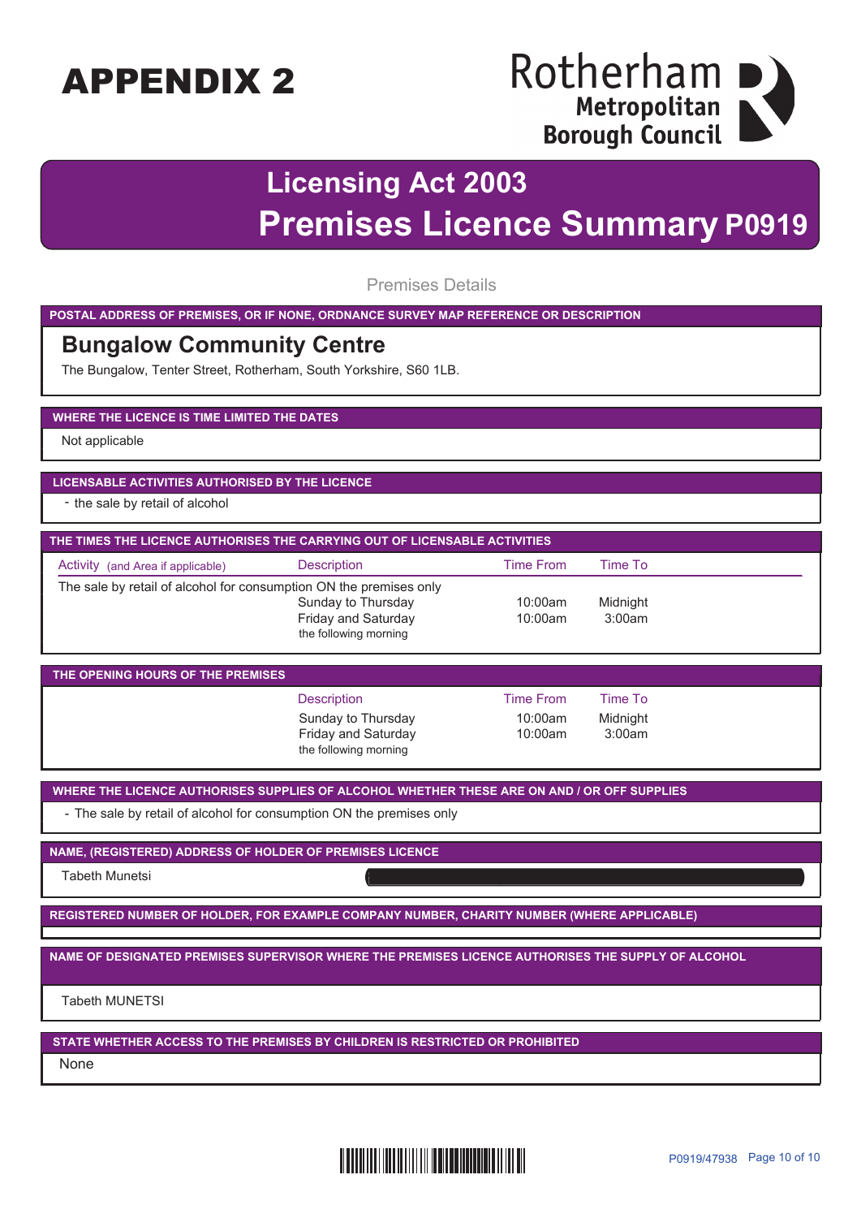# APPENDIX 2

Rotherham Metropolitan Borough Council

## Licensing Act 2003
## Premises Licence Summary P0919

Premises Details

**POSTAL ADDRESS OF PREMISES, OR IF NONE, ORDNANCE SURVEY MAP REFERENCE OR DESCRIPTION**

### Bungalow Community Centre

The Bungalow, Tenter Street, Rotherham, South Yorkshire, S60 1LB.

**WHERE THE LICENCE IS TIME LIMITED THE DATES**

Not applicable

**LICENSABLE ACTIVITIES AUTHORISED BY THE LICENCE**

- the sale by retail of alcohol

**THE TIMES THE LICENCE AUTHORISES THE CARRYING OUT OF LICENSABLE ACTIVITIES**

| Activity (and Area if applicable) | Description | Time From | Time To |
|---|---|---|---|
| The sale by retail of alcohol for consumption ON the premises only | | | |
| | Sunday to Thursday | 10:00am | Midnight |
| | Friday and Saturday the following morning | 10:00am | 3:00am |

**THE OPENING HOURS OF THE PREMISES**

| Description | Time From | Time To |
|---|---|---|
| Sunday to Thursday | 10:00am | Midnight |
| Friday and Saturday the following morning | 10:00am | 3:00am |

**WHERE THE LICENCE AUTHORISES SUPPLIES OF ALCOHOL WHETHER THESE ARE ON AND / OR OFF SUPPLIES**

- The sale by retail of alcohol for consumption ON the premises only

**NAME, (REGISTERED) ADDRESS OF HOLDER OF PREMISES LICENCE**

Tabeth Munetsi

**REGISTERED NUMBER OF HOLDER, FOR EXAMPLE COMPANY NUMBER, CHARITY NUMBER (WHERE APPLICABLE)**

**NAME OF DESIGNATED PREMISES SUPERVISOR WHERE THE PREMISES LICENCE AUTHORISES THE SUPPLY OF ALCOHOL**

Tabeth MUNETSI

**STATE WHETHER ACCESS TO THE PREMISES BY CHILDREN IS RESTRICTED OR PROHIBITED**

None

P0919/47938